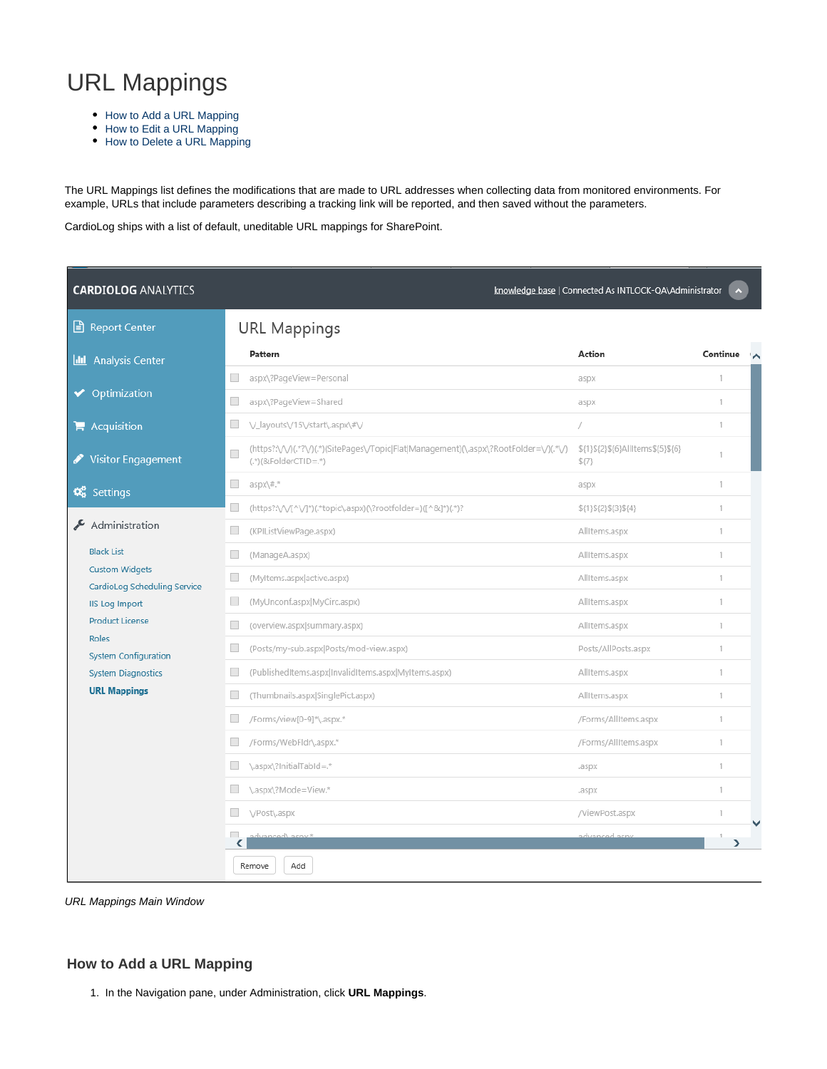# URL Mappings

- How to Add a URL Mapping
- How to Edit a URL Mapping
- How to Delete a URL Mapping

The URL Mappings list defines the modifications that are made to URL addresses when collecting data from monitored environments. For example, URLs that include parameters describing a tracking link will be reported, and then saved without the parameters.

CardioLog ships with a list of default, uneditable URL mappings for SharePoint.

*URL Mappings Main Window*

## How to Add a URL Mapping

1. In the Navigation pane, under Administration, click **URL Mappings**.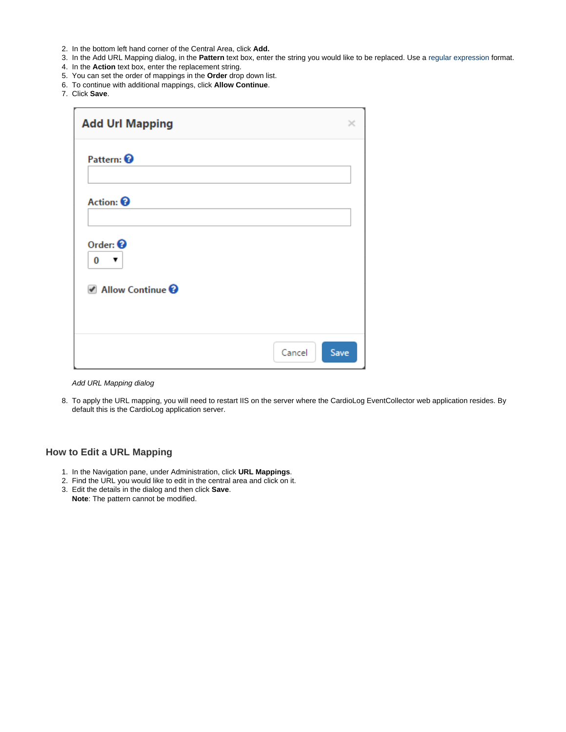2. In the bottom left hand corner of the Central Area, click **Add.**
3. In the Add URL Mapping dialog, in the **Pattern** text box, enter the string you would like to be replaced. Use a regular expression format.
4. In the **Action** text box, enter the replacement string.
5. You can set the order of mappings in the **Order** drop down list.
6. To continue with additional mappings, click **Allow Continue**.
7. Click **Save**.

*Add URL Mapping dialog*

8. To apply the URL mapping, you will need to restart IIS on the server where the CardioLog EventCollector web application resides. By default this is the CardioLog application server.

## How to Edit a URL Mapping

1. In the Navigation pane, under Administration, click **URL Mappings**.
2. Find the URL you would like to edit in the central area and click on it.
3. Edit the details in the dialog and then click **Save**.
   **Note**: The pattern cannot be modified.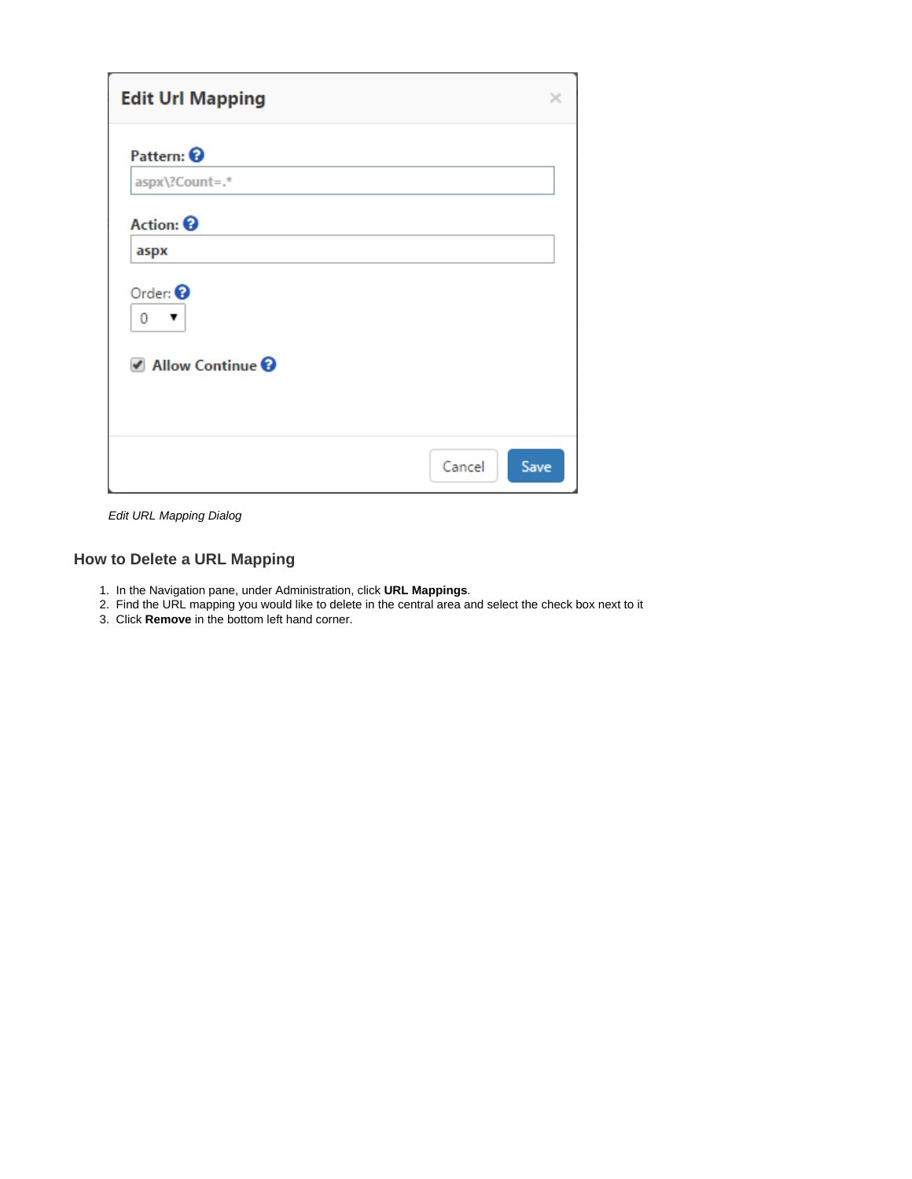*Edit URL Mapping Dialog*

## How to Delete a URL Mapping

1. In the Navigation pane, under Administration, click **URL Mappings**.
2. Find the URL mapping you would like to delete in the central area and select the check box next to it
3. Click **Remove** in the bottom left hand corner.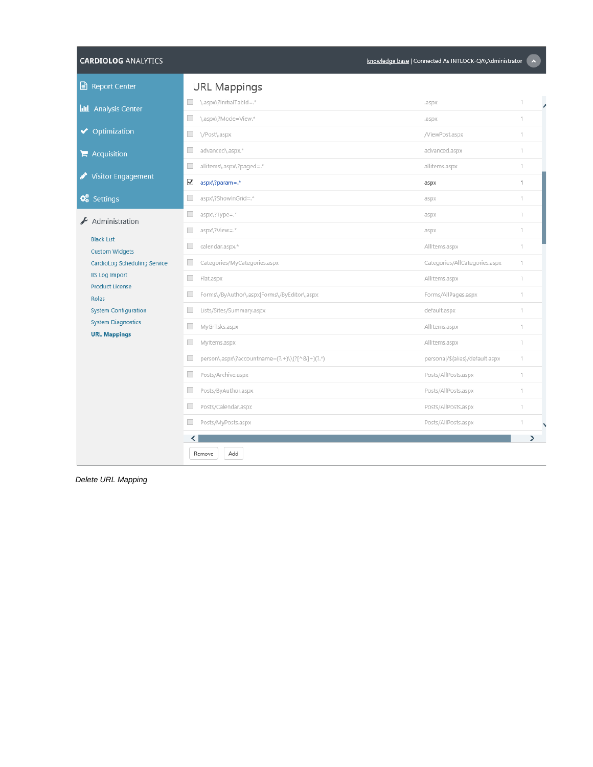CARDIOLOG ANALYTICS

knowledge base | Connected As INTLOCK-QA\Administrator

- Report Center
- Analysis Center
- Optimization
- Acquisition
- Visitor Engagement
- Settings
- Administration
  - Black List
  - Custom Widgets
  - CardioLog Scheduling Service
  - IIS Log Import
  - Product License
  - Roles
  - System Configuration
  - System Diagnostics
  - **URL Mappings**

## URL Mappings

| | | | |
|---|---|---|---|
| ☐ | \.aspx\?InitialTabId=.* | .aspx | 1 |
| ☐ | \.aspx\?Mode=View.* | .aspx | 1 |
| ☐ | \/Post\.aspx | /ViewPost.aspx | 1 |
| ☐ | advanced\.aspx.* | advanced.aspx | 1 |
| ☐ | allitems\.aspx\?paged=.* | allitems.aspx | 1 |
| ☑ | aspx\?param=.* | aspx | 1 |
| ☐ | aspx\?ShowInGrid=.* | aspx | 1 |
| ☐ | aspx\?Type=.* | aspx | 1 |
| ☐ | aspx\?View=.* | aspx | 1 |
| ☐ | calendar.aspx.* | AllItems.aspx | 1 |
| ☐ | Categories/MyCategories.aspx | Categories/AllCategories.aspx | 1 |
| ☐ | Flat.aspx | AllItems.aspx | 1 |
| ☐ | Forms\/ByAuthor\.aspx\|Forms\/ByEditor\.aspx | Forms/AllPages.aspx | 1 |
| ☐ | Lists/Sites/Summary.aspx | default.aspx | 1 |
| ☐ | MyGrTsks.aspx | AllItems.aspx | 1 |
| ☐ | MyItems.aspx | AllItems.aspx | 1 |
| ☐ | person\.aspx\?accountname=(?.+)\\(?[^&]+)(?.*) | personal/${alias}/default.aspx | 1 |
| ☐ | Posts/Archive.aspx | Posts/AllPosts.aspx | 1 |
| ☐ | Posts/ByAuthor.aspx | Posts/AllPosts.aspx | 1 |
| ☐ | Posts/Calendar.aspx | Posts/AllPosts.aspx | 1 |
| ☐ | Posts/MyPosts.aspx | Posts/AllPosts.aspx | 1 |

Remove Add

*Delete URL Mapping*